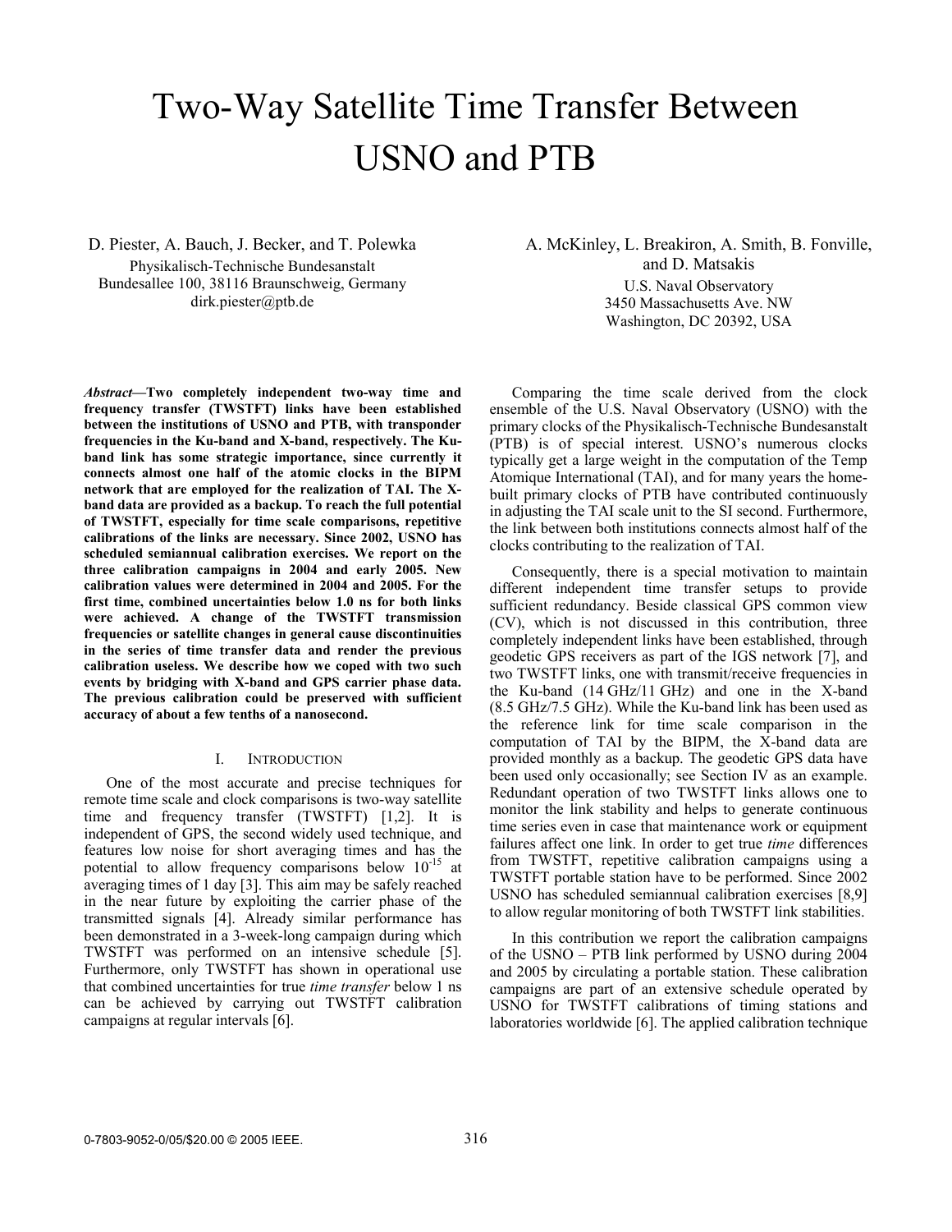# Two-Way Satellite Time Transfer Between USNO and PTB

D. Piester, A. Bauch, J. Becker, and T. Polewka
Physikalisch-Technische Bundesanstalt
Bundesallee 100, 38116 Braunschweig, Germany
dirk.piester@ptb.de

A. McKinley, L. Breakiron, A. Smith, B. Fonville, and D. Matsakis
U.S. Naval Observatory
3450 Massachusetts Ave. NW
Washington, DC 20392, USA

***Abstract*—Two completely independent two-way time and frequency transfer (TWSTFT) links have been established between the institutions of USNO and PTB, with transponder frequencies in the Ku-band and X-band, respectively. The Ku-band link has some strategic importance, since currently it connects almost one half of the atomic clocks in the BIPM network that are employed for the realization of TAI. The X-band data are provided as a backup. To reach the full potential of TWSTFT, especially for time scale comparisons, repetitive calibrations of the links are necessary. Since 2002, USNO has scheduled semiannual calibration exercises. We report on the three calibration campaigns in 2004 and early 2005. New calibration values were determined in 2004 and 2005. For the first time, combined uncertainties below 1.0 ns for both links were achieved. A change of the TWSTFT transmission frequencies or satellite changes in general cause discontinuities in the series of time transfer data and render the previous calibration useless. We describe how we coped with two such events by bridging with X-band and GPS carrier phase data. The previous calibration could be preserved with sufficient accuracy of about a few tenths of a nanosecond.**

## I. Introduction

One of the most accurate and precise techniques for remote time scale and clock comparisons is two-way satellite time and frequency transfer (TWSTFT) [1,2]. It is independent of GPS, the second widely used technique, and features low noise for short averaging times and has the potential to allow frequency comparisons below $10^{-15}$ at averaging times of 1 day [3]. This aim may be safely reached in the near future by exploiting the carrier phase of the transmitted signals [4]. Already similar performance has been demonstrated in a 3-week-long campaign during which TWSTFT was performed on an intensive schedule [5]. Furthermore, only TWSTFT has shown in operational use that combined uncertainties for true *time transfer* below 1 ns can be achieved by carrying out TWSTFT calibration campaigns at regular intervals [6].

Comparing the time scale derived from the clock ensemble of the U.S. Naval Observatory (USNO) with the primary clocks of the Physikalisch-Technische Bundesanstalt (PTB) is of special interest. USNO's numerous clocks typically get a large weight in the computation of the Temp Atomique International (TAI), and for many years the home-built primary clocks of PTB have contributed continuously in adjusting the TAI scale unit to the SI second. Furthermore, the link between both institutions connects almost half of the clocks contributing to the realization of TAI.

Consequently, there is a special motivation to maintain different independent time transfer setups to provide sufficient redundancy. Beside classical GPS common view (CV), which is not discussed in this contribution, three completely independent links have been established, through geodetic GPS receivers as part of the IGS network [7], and two TWSTFT links, one with transmit/receive frequencies in the Ku-band (14 GHz/11 GHz) and one in the X-band (8.5 GHz/7.5 GHz). While the Ku-band link has been used as the reference link for time scale comparison in the computation of TAI by the BIPM, the X-band data are provided monthly as a backup. The geodetic GPS data have been used only occasionally; see Section IV as an example. Redundant operation of two TWSTFT links allows one to monitor the link stability and helps to generate continuous time series even in case that maintenance work or equipment failures affect one link. In order to get true *time* differences from TWSTFT, repetitive calibration campaigns using a TWSTFT portable station have to be performed. Since 2002 USNO has scheduled semiannual calibration exercises [8,9] to allow regular monitoring of both TWSTFT link stabilities.

In this contribution we report the calibration campaigns of the USNO – PTB link performed by USNO during 2004 and 2005 by circulating a portable station. These calibration campaigns are part of an extensive schedule operated by USNO for TWSTFT calibrations of timing stations and laboratories worldwide [6]. The applied calibration technique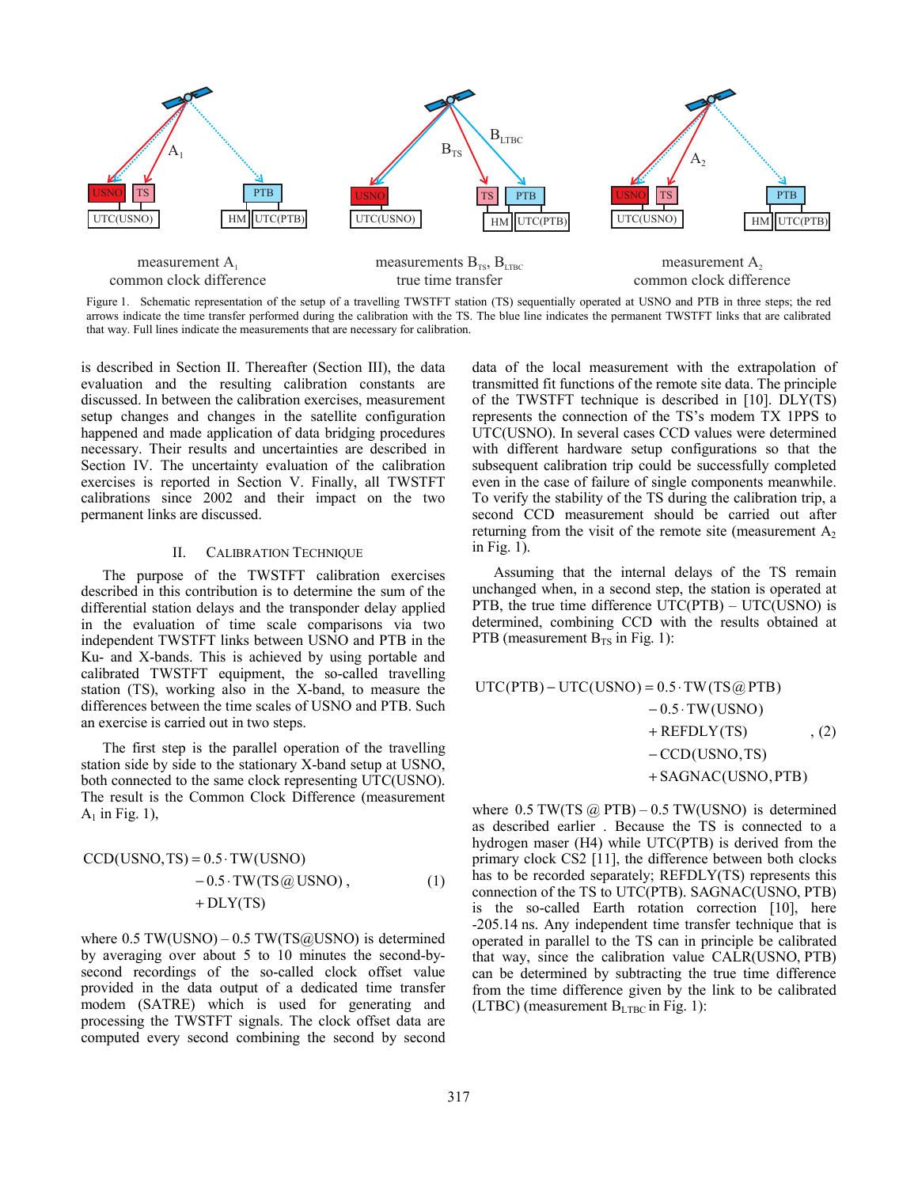measurement $A_1$
common clock difference

measurements $B_{TS}$, $B_{LTBC}$
true time transfer

measurement $A_2$
common clock difference

Figure 1. Schematic representation of the setup of a travelling TWSTFT station (TS) sequentially operated at USNO and PTB in three steps; the red arrows indicate the time transfer performed during the calibration with the TS. The blue line indicates the permanent TWSTFT links that are calibrated that way. Full lines indicate the measurements that are necessary for calibration.

is described in Section II. Thereafter (Section III), the data evaluation and the resulting calibration constants are discussed. In between the calibration exercises, measurement setup changes and changes in the satellite configuration happened and made application of data bridging procedures necessary. Their results and uncertainties are described in Section IV. The uncertainty evaluation of the calibration exercises is reported in Section V. Finally, all TWSTFT calibrations since 2002 and their impact on the two permanent links are discussed.

## II. Calibration Technique

The purpose of the TWSTFT calibration exercises described in this contribution is to determine the sum of the differential station delays and the transponder delay applied in the evaluation of time scale comparisons via two independent TWSTFT links between USNO and PTB in the Ku- and X-bands. This is achieved by using portable and calibrated TWSTFT equipment, the so-called travelling station (TS), working also in the X-band, to measure the differences between the time scales of USNO and PTB. Such an exercise is carried out in two steps.

The first step is the parallel operation of the travelling station side by side to the stationary X-band setup at USNO, both connected to the same clock representing UTC(USNO). The result is the Common Clock Difference (measurement $A_1$ in Fig. 1),

$$\begin{aligned}\mathrm{CCD(USNO,TS)} = {} & 0.5 \cdot \mathrm{TW(USNO)} \\ & - 0.5 \cdot \mathrm{TW(TS@USNO)}, \\ & + \mathrm{DLY(TS)}\end{aligned} \qquad (1)$$

where 0.5 TW(USNO) – 0.5 TW(TS@USNO) is determined by averaging over about 5 to 10 minutes the second-by-second recordings of the so-called clock offset value provided in the data output of a dedicated time transfer modem (SATRE) which is used for generating and processing the TWSTFT signals. The clock offset data are computed every second combining the second by second data of the local measurement with the extrapolation of transmitted fit functions of the remote site data. The principle of the TWSTFT technique is described in [10]. DLY(TS) represents the connection of the TS's modem TX 1PPS to UTC(USNO). In several cases CCD values were determined with different hardware setup configurations so that the subsequent calibration trip could be successfully completed even in the case of failure of single components meanwhile. To verify the stability of the TS during the calibration trip, a second CCD measurement should be carried out after returning from the visit of the remote site (measurement $A_2$ in Fig. 1).

Assuming that the internal delays of the TS remain unchanged when, in a second step, the station is operated at PTB, the true time difference UTC(PTB) – UTC(USNO) is determined, combining CCD with the results obtained at PTB (measurement $B_{TS}$ in Fig. 1):

$$\begin{aligned}\mathrm{UTC(PTB)} - \mathrm{UTC(USNO)} = {} & 0.5 \cdot \mathrm{TW(TS@PTB)} \\ & - 0.5 \cdot \mathrm{TW(USNO)} \\ & + \mathrm{REFDLY(TS)} \\ & - \mathrm{CCD(USNO,TS)} \\ & + \mathrm{SAGNAC(USNO,PTB)}\end{aligned} \qquad (2)$$

where 0.5 TW(TS @ PTB) – 0.5 TW(USNO) is determined as described earlier . Because the TS is connected to a hydrogen maser (H4) while UTC(PTB) is derived from the primary clock CS2 [11], the difference between both clocks has to be recorded separately; REFDLY(TS) represents this connection of the TS to UTC(PTB). SAGNAC(USNO, PTB) is the so-called Earth rotation correction [10], here -205.14 ns. Any independent time transfer technique that is operated in parallel to the TS can in principle be calibrated that way, since the calibration value CALR(USNO, PTB) can be determined by subtracting the true time difference from the time difference given by the link to be calibrated (LTBC) (measurement $B_{LTBC}$ in Fig. 1):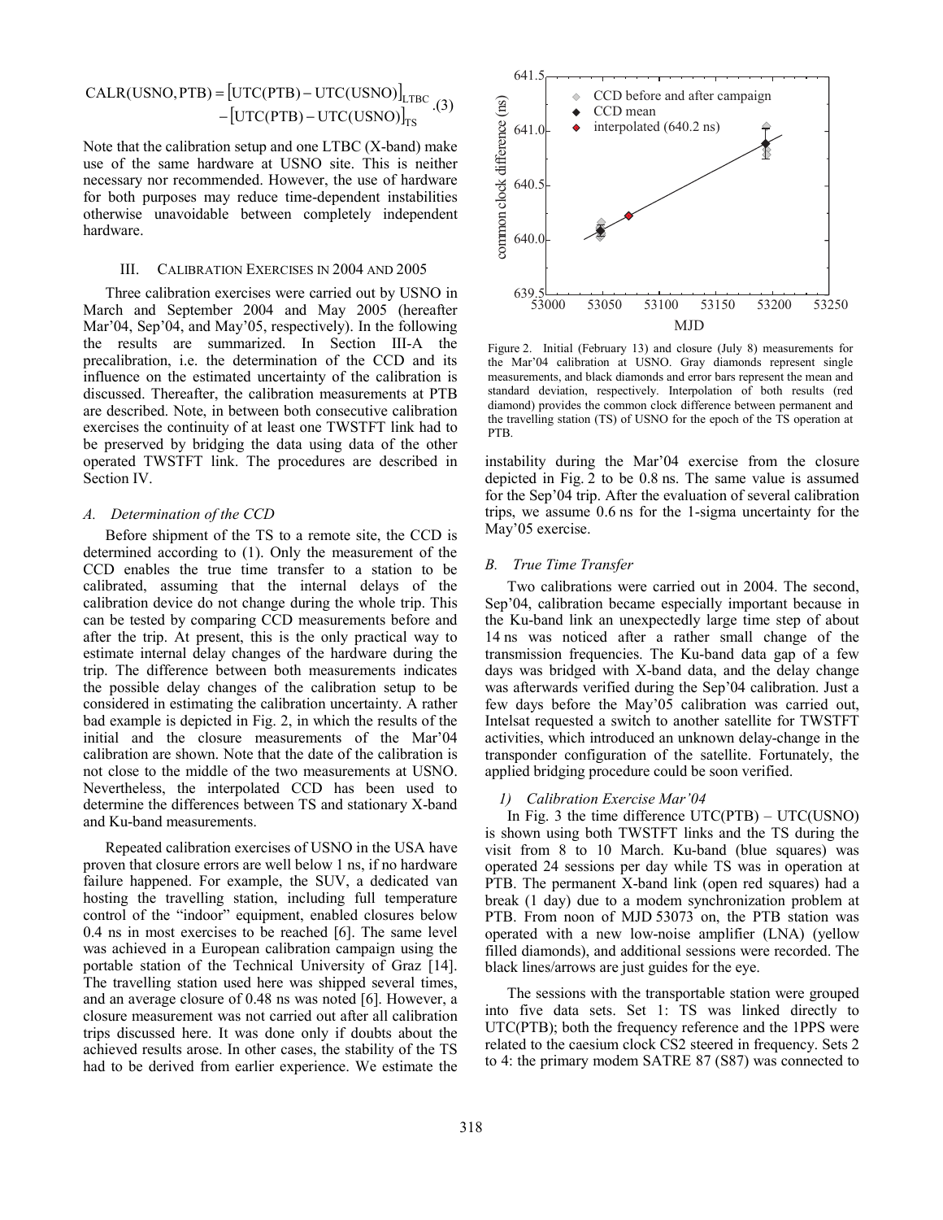$$\text{CALR(USNO, PTB)} = [\text{UTC(PTB)} - \text{UTC(USNO)}]_{\text{LTBC}} - [\text{UTC(PTB)} - \text{UTC(USNO)}]_{\text{TS}} \quad (3)$$

Note that the calibration setup and one LTBC (X-band) make use of the same hardware at USNO site. This is neither necessary nor recommended. However, the use of hardware for both purposes may reduce time-dependent instabilities otherwise unavoidable between completely independent hardware.

## III. Calibration Exercises in 2004 and 2005

Three calibration exercises were carried out by USNO in March and September 2004 and May 2005 (hereafter Mar'04, Sep'04, and May'05, respectively). In the following the results are summarized. In Section III-A the precalibration, i.e. the determination of the CCD and its influence on the estimated uncertainty of the calibration is discussed. Thereafter, the calibration measurements at PTB are described. Note, in between both consecutive calibration exercises the continuity of at least one TWSTFT link had to be preserved by bridging the data using data of the other operated TWSTFT link. The procedures are described in Section IV.

### *A. Determination of the CCD*

Before shipment of the TS to a remote site, the CCD is determined according to (1). Only the measurement of the CCD enables the true time transfer to a station to be calibrated, assuming that the internal delays of the calibration device do not change during the whole trip. This can be tested by comparing CCD measurements before and after the trip. At present, this is the only practical way to estimate internal delay changes of the hardware during the trip. The difference between both measurements indicates the possible delay changes of the calibration setup to be considered in estimating the calibration uncertainty. A rather bad example is depicted in Fig. 2, in which the results of the initial and the closure measurements of the Mar'04 calibration are shown. Note that the date of the calibration is not close to the middle of the two measurements at USNO. Nevertheless, the interpolated CCD has been used to determine the differences between TS and stationary X-band and Ku-band measurements.

Repeated calibration exercises of USNO in the USA have proven that closure errors are well below 1 ns, if no hardware failure happened. For example, the SUV, a dedicated van hosting the travelling station, including full temperature control of the "indoor" equipment, enabled closures below 0.4 ns in most exercises to be reached [6]. The same level was achieved in a European calibration campaign using the portable station of the Technical University of Graz [14]. The travelling station used here was shipped several times, and an average closure of 0.48 ns was noted [6]. However, a closure measurement was not carried out after all calibration trips discussed here. It was done only if doubts about the achieved results arose. In other cases, the stability of the TS had to be derived from earlier experience. We estimate the instability during the Mar'04 exercise from the closure depicted in Fig. 2 to be 0.8 ns. The same value is assumed for the Sep'04 trip. After the evaluation of several calibration trips, we assume 0.6 ns for the 1-sigma uncertainty for the May'05 exercise.

Figure 2. Initial (February 13) and closure (July 8) measurements for the Mar'04 calibration at USNO. Gray diamonds represent single measurements, and black diamonds and error bars represent the mean and standard deviation, respectively. Interpolation of both results (red diamond) provides the common clock difference between permanent and the travelling station (TS) of USNO for the epoch of the TS operation at PTB.

### *B. True Time Transfer*

Two calibrations were carried out in 2004. The second, Sep'04, calibration became especially important because in the Ku-band link an unexpectedly large time step of about 14 ns was noticed after a rather small change of the transmission frequencies. The Ku-band data gap of a few days was bridged with X-band data, and the delay change was afterwards verified during the Sep'04 calibration. Just a few days before the May'05 calibration was carried out, Intelsat requested a switch to another satellite for TWSTFT activities, which introduced an unknown delay-change in the transponder configuration of the satellite. Fortunately, the applied bridging procedure could be soon verified.

#### *1) Calibration Exercise Mar'04*

In Fig. 3 the time difference UTC(PTB) – UTC(USNO) is shown using both TWSTFT links and the TS during the visit from 8 to 10 March. Ku-band (blue squares) was operated 24 sessions per day while TS was in operation at PTB. The permanent X-band link (open red squares) had a break (1 day) due to a modem synchronization problem at PTB. From noon of MJD 53073 on, the PTB station was operated with a new low-noise amplifier (LNA) (yellow filled diamonds), and additional sessions were recorded. The black lines/arrows are just guides for the eye.

The sessions with the transportable station were grouped into five data sets. Set 1: TS was linked directly to UTC(PTB); both the frequency reference and the 1PPS were related to the caesium clock CS2 steered in frequency. Sets 2 to 4: the primary modem SATRE 87 (S87) was connected to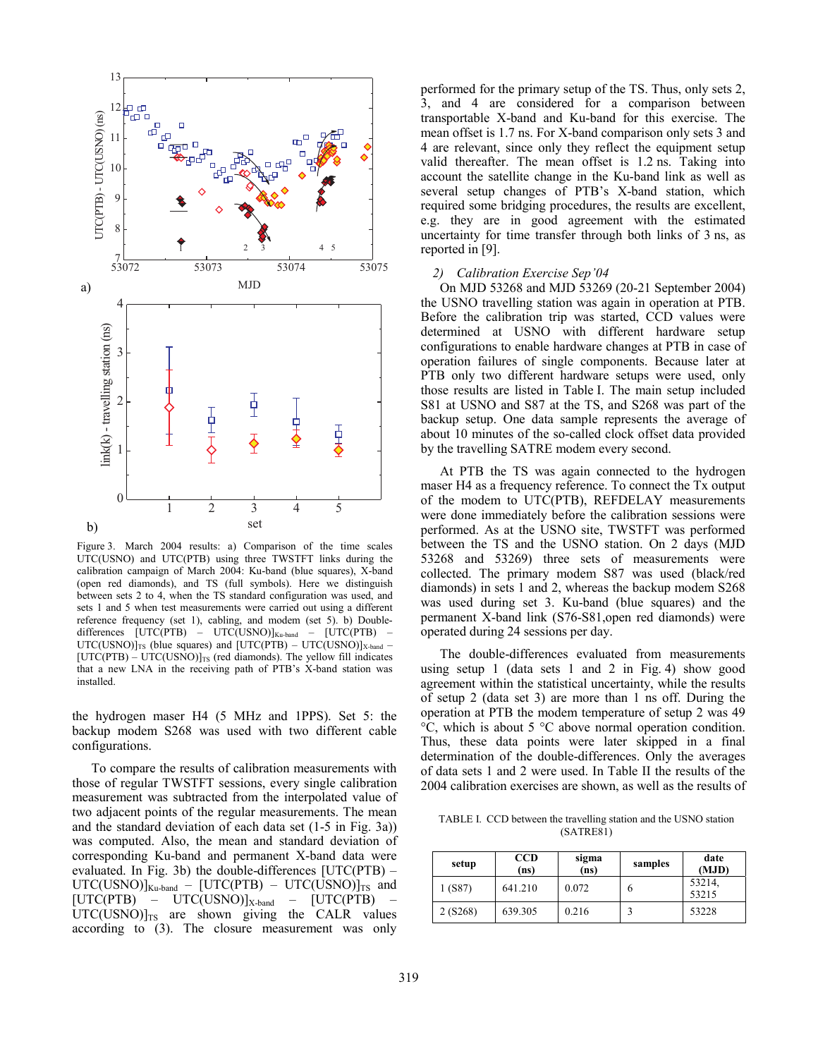Figure 3. March 2004 results: a) Comparison of the time scales UTC(USNO) and UTC(PTB) using three TWSTFT links during the calibration campaign of March 2004: Ku-band (blue squares), X-band (open red diamonds), and TS (full symbols). Here we distinguish between sets 2 to 4, when the TS standard configuration was used, and sets 1 and 5 when test measurements were carried out using a different reference frequency (set 1), cabling, and modem (set 5). b) Double-differences $[UTC(PTB) - UTC(USNO)]_{Ku\text{-}band} - [UTC(PTB) - UTC(USNO)]_{TS}$ (blue squares) and $[UTC(PTB) - UTC(USNO)]_{X\text{-}band} - [UTC(PTB) - UTC(USNO)]_{TS}$ (red diamonds). The yellow fill indicates that a new LNA in the receiving path of PTB's X-band station was installed.

the hydrogen maser H4 (5 MHz and 1PPS). Set 5: the backup modem S268 was used with two different cable configurations.

To compare the results of calibration measurements with those of regular TWSTFT sessions, every single calibration measurement was subtracted from the interpolated value of two adjacent points of the regular measurements. The mean and the standard deviation of each data set (1-5 in Fig. 3a)) was computed. Also, the mean and standard deviation of corresponding Ku-band and permanent X-band data were evaluated. In Fig. 3b) the double-differences $[UTC(PTB) - UTC(USNO)]_{Ku\text{-}band} - [UTC(PTB) - UTC(USNO)]_{TS}$ and $[UTC(PTB) - UTC(USNO)]_{X\text{-}band} - [UTC(PTB) - UTC(USNO)]_{TS}$ are shown giving the CALR values according to (3). The closure measurement was only performed for the primary setup of the TS. Thus, only sets 2, 3, and 4 are considered for a comparison between transportable X-band and Ku-band for this exercise. The mean offset is 1.7 ns. For X-band comparison only sets 3 and 4 are relevant, since only they reflect the equipment setup valid thereafter. The mean offset is 1.2 ns. Taking into account the satellite change in the Ku-band link as well as several setup changes of PTB's X-band station, which required some bridging procedures, the results are excellent, e.g. they are in good agreement with the estimated uncertainty for time transfer through both links of 3 ns, as reported in [9].

### 2) *Calibration Exercise Sep'04*

On MJD 53268 and MJD 53269 (20-21 September 2004) the USNO travelling station was again in operation at PTB. Before the calibration trip was started, CCD values were determined at USNO with different hardware setup configurations to enable hardware changes at PTB in case of operation failures of single components. Because later at PTB only two different hardware setups were used, only those results are listed in Table I. The main setup included S81 at USNO and S87 at the TS, and S268 was part of the backup setup. One data sample represents the average of about 10 minutes of the so-called clock offset data provided by the travelling SATRE modem every second.

At PTB the TS was again connected to the hydrogen maser H4 as a frequency reference. To connect the Tx output of the modem to UTC(PTB), REFDELAY measurements were done immediately before the calibration sessions were performed. As at the USNO site, TWSTFT was performed between the TS and the USNO station. On 2 days (MJD 53268 and 53269) three sets of measurements were collected. The primary modem S87 was used (black/red diamonds) in sets 1 and 2, whereas the backup modem S268 was used during set 3. Ku-band (blue squares) and the permanent X-band link (S76-S81,open red diamonds) were operated during 24 sessions per day.

The double-differences evaluated from measurements using setup 1 (data sets 1 and 2 in Fig. 4) show good agreement within the statistical uncertainty, while the results of setup 2 (data set 3) are more than 1 ns off. During the operation at PTB the modem temperature of setup 2 was 49 °C, which is about 5 °C above normal operation condition. Thus, these data points were later skipped in a final determination of the double-differences. Only the averages of data sets 1 and 2 were used. In Table II the results of the 2004 calibration exercises are shown, as well as the results of

TABLE I. CCD between the travelling station and the USNO station (SATRE81)

| setup | CCD (ns) | sigma (ns) | samples | date (MJD) |
|---|---|---|---|---|
| 1 (S87) | 641.210 | 0.072 | 6 | 53214, 53215 |
| 2 (S268) | 639.305 | 0.216 | 3 | 53228 |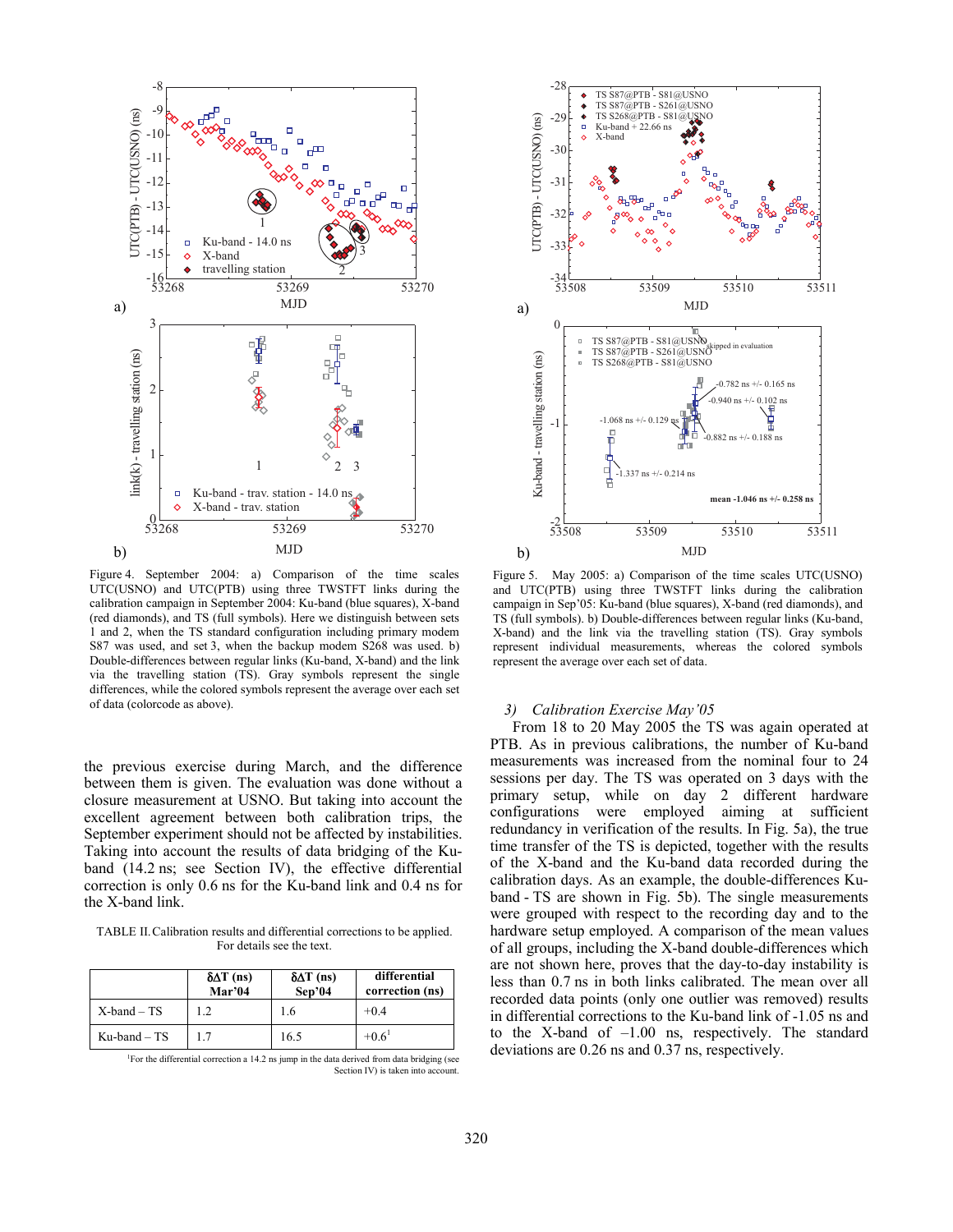Figure 4. September 2004: a) Comparison of the time scales UTC(USNO) and UTC(PTB) using three TWSTFT links during the calibration campaign in September 2004: Ku-band (blue squares), X-band (red diamonds), and TS (full symbols). Here we distinguish between sets 1 and 2, when the TS standard configuration including primary modem S87 was used, and set 3, when the backup modem S268 was used. b) Double-differences between regular links (Ku-band, X-band) and the link via the travelling station (TS). Gray symbols represent the single differences, while the colored symbols represent the average over each set of data (colorcode as above).

Figure 5. May 2005: a) Comparison of the time scales UTC(USNO) and UTC(PTB) using three TWSTFT links during the calibration campaign in Sep'05: Ku-band (blue squares), X-band (red diamonds), and TS (full symbols). b) Double-differences between regular links (Ku-band, X-band) and the link via the travelling station (TS). Gray symbols represent individual measurements, whereas the colored symbols represent the average over each set of data.

the previous exercise during March, and the difference between them is given. The evaluation was done without a closure measurement at USNO. But taking into account the excellent agreement between both calibration trips, the September experiment should not be affected by instabilities. Taking into account the results of data bridging of the Ku-band (14.2 ns; see Section IV), the effective differential correction is only 0.6 ns for the Ku-band link and 0.4 ns for the X-band link.

TABLE II. Calibration results and differential corrections to be applied. For details see the text.

| | δΔT (ns) Mar'04 | δΔT (ns) Sep'04 | differential correction (ns) |
|---|---|---|---|
| X-band – TS | 1.2 | 1.6 | +0.4 |
| Ku-band – TS | 1.7 | 16.5 | +0.6[1] |

[1]For the differential correction a 14.2 ns jump in the data derived from data bridging (see Section IV) is taken into account.

### *3) Calibration Exercise May'05*

From 18 to 20 May 2005 the TS was again operated at PTB. As in previous calibrations, the number of Ku-band measurements was increased from the nominal four to 24 sessions per day. The TS was operated on 3 days with the primary setup, while on day 2 different hardware configurations were employed aiming at sufficient redundancy in verification of the results. In Fig. 5a), the true time transfer of the TS is depicted, together with the results of the X-band and the Ku-band data recorded during the calibration days. As an example, the double-differences Ku-band - TS are shown in Fig. 5b). The single measurements were grouped with respect to the recording day and to the hardware setup employed. A comparison of the mean values of all groups, including the X-band double-differences which are not shown here, proves that the day-to-day instability is less than 0.7 ns in both links calibrated. The mean over all recorded data points (only one outlier was removed) results in differential corrections to the Ku-band link of -1.05 ns and to the X-band of –1.00 ns, respectively. The standard deviations are 0.26 ns and 0.37 ns, respectively.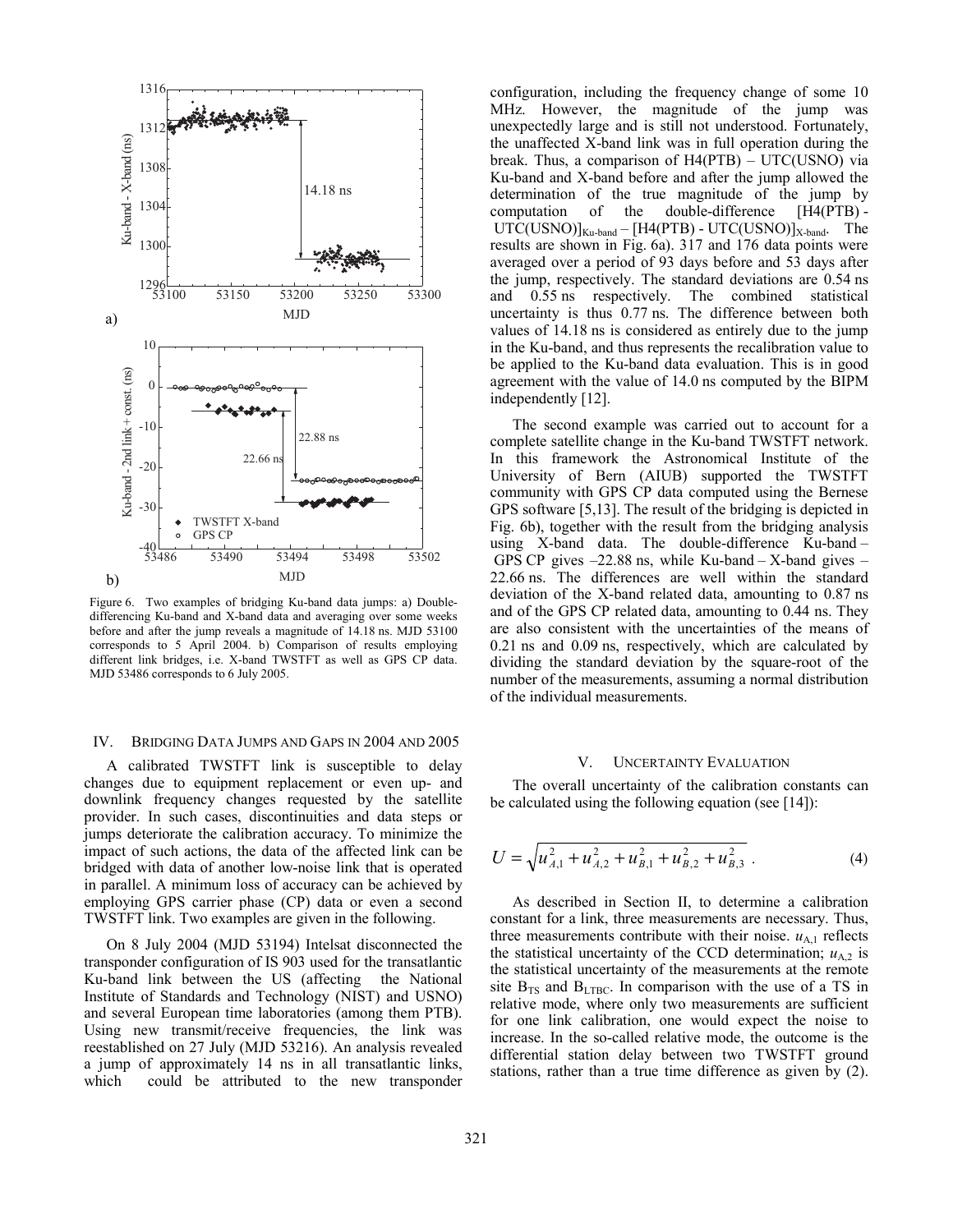Figure 6. Two examples of bridging Ku-band data jumps: a) Double-differencing Ku-band and X-band data and averaging over some weeks before and after the jump reveals a magnitude of 14.18 ns. MJD 53100 corresponds to 5 April 2004. b) Comparison of results employing different link bridges, i.e. X-band TWSTFT as well as GPS CP data. MJD 53486 corresponds to 6 July 2005.

## IV. Bridging Data Jumps and Gaps in 2004 and 2005

A calibrated TWSTFT link is susceptible to delay changes due to equipment replacement or even up- and downlink frequency changes requested by the satellite provider. In such cases, discontinuities and data steps or jumps deteriorate the calibration accuracy. To minimize the impact of such actions, the data of the affected link can be bridged with data of another low-noise link that is operated in parallel. A minimum loss of accuracy can be achieved by employing GPS carrier phase (CP) data or even a second TWSTFT link. Two examples are given in the following.

On 8 July 2004 (MJD 53194) Intelsat disconnected the transponder configuration of IS 903 used for the transatlantic Ku-band link between the US (affecting the National Institute of Standards and Technology (NIST) and USNO) and several European time laboratories (among them PTB). Using new transmit/receive frequencies, the link was reestablished on 27 July (MJD 53216). An analysis revealed a jump of approximately 14 ns in all transatlantic links, which could be attributed to the new transponder configuration, including the frequency change of some 10 MHz. However, the magnitude of the jump was unexpectedly large and is still not understood. Fortunately, the unaffected X-band link was in full operation during the break. Thus, a comparison of H4(PTB) – UTC(USNO) via Ku-band and X-band before and after the jump allowed the determination of the true magnitude of the jump by computation of the double-difference $[\mathrm{H4(PTB)} - \mathrm{UTC(USNO)}]_{\text{Ku-band}} - [\mathrm{H4(PTB)} - \mathrm{UTC(USNO)}]_{\text{X-band}}$. The results are shown in Fig. 6a). 317 and 176 data points were averaged over a period of 93 days before and 53 days after the jump, respectively. The standard deviations are 0.54 ns and 0.55 ns respectively. The combined statistical uncertainty is thus 0.77 ns. The difference between both values of 14.18 ns is considered as entirely due to the jump in the Ku-band, and thus represents the recalibration value to be applied to the Ku-band data evaluation. This is in good agreement with the value of 14.0 ns computed by the BIPM independently [12].

The second example was carried out to account for a complete satellite change in the Ku-band TWSTFT network. In this framework the Astronomical Institute of the University of Bern (AIUB) supported the TWSTFT community with GPS CP data computed using the Bernese GPS software [5,13]. The result of the bridging is depicted in Fig. 6b), together with the result from the bridging analysis using X-band data. The double-difference Ku-band – GPS CP gives –22.88 ns, while Ku-band – X-band gives –22.66 ns. The differences are well within the standard deviation of the X-band related data, amounting to 0.87 ns and of the GPS CP related data, amounting to 0.44 ns. They are also consistent with the uncertainties of the means of 0.21 ns and 0.09 ns, respectively, which are calculated by dividing the standard deviation by the square-root of the number of the measurements, assuming a normal distribution of the individual measurements.

## V. Uncertainty Evaluation

The overall uncertainty of the calibration constants can be calculated using the following equation (see [14]):

$$U = \sqrt{u_{A,1}^2 + u_{A,2}^2 + u_{B,1}^2 + u_{B,2}^2 + u_{B,3}^2} \,. \tag{4}$$

As described in Section II, to determine a calibration constant for a link, three measurements are necessary. Thus, three measurements contribute with their noise. $u_{A,1}$ reflects the statistical uncertainty of the CCD determination; $u_{A,2}$ is the statistical uncertainty of the measurements at the remote site $B_{TS}$ and $B_{LTBC}$. In comparison with the use of a TS in relative mode, where only two measurements are sufficient for one link calibration, one would expect the noise to increase. In the so-called relative mode, the outcome is the differential station delay between two TWSTFT ground stations, rather than a true time difference as given by (2).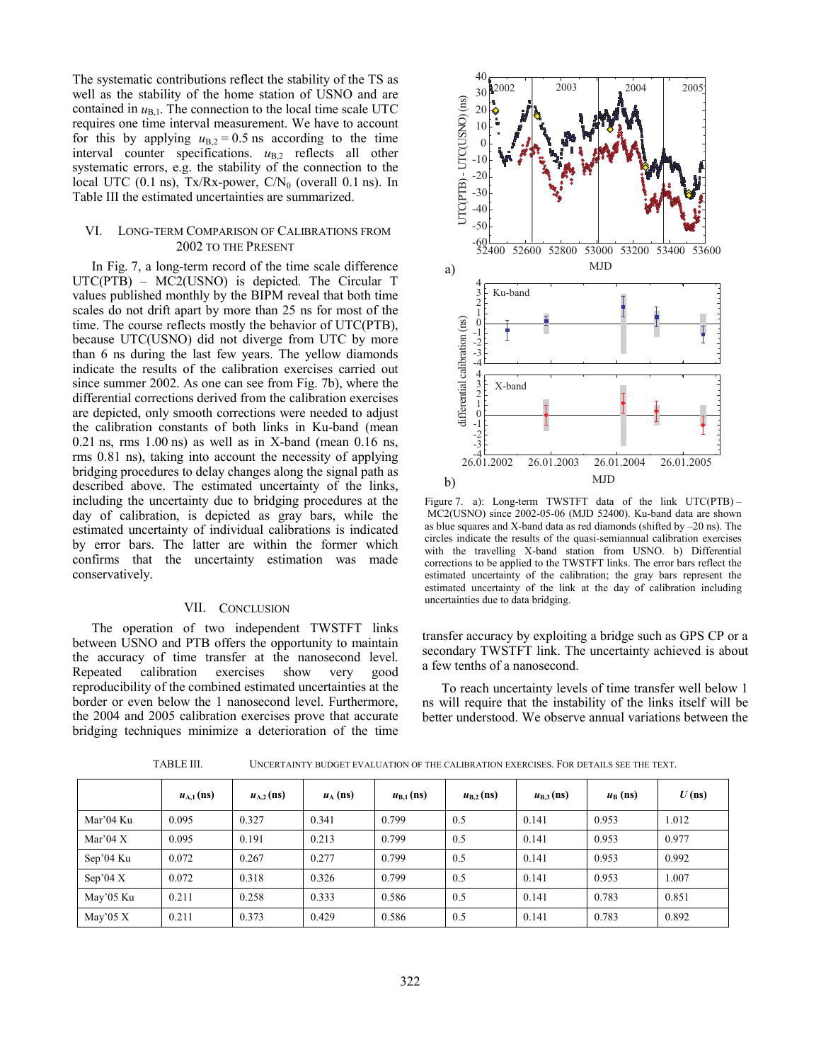The systematic contributions reflect the stability of the TS as well as the stability of the home station of USNO and are contained in $u_{B,1}$. The connection to the local time scale UTC requires one time interval measurement. We have to account for this by applying $u_{B,2} = 0.5$ ns according to the time interval counter specifications. $u_{B,2}$ reflects all other systematic errors, e.g. the stability of the connection to the local UTC (0.1 ns), Tx/Rx-power, $C/N_0$ (overall 0.1 ns). In Table III the estimated uncertainties are summarized.

## VI. Long-Term Comparison of Calibrations from 2002 to the Present

In Fig. 7, a long-term record of the time scale difference UTC(PTB) – MC2(USNO) is depicted. The Circular T values published monthly by the BIPM reveal that both time scales do not drift apart by more than 25 ns for most of the time. The course reflects mostly the behavior of UTC(PTB), because UTC(USNO) did not diverge from UTC by more than 6 ns during the last few years. The yellow diamonds indicate the results of the calibration exercises carried out since summer 2002. As one can see from Fig. 7b), where the differential corrections derived from the calibration exercises are depicted, only smooth corrections were needed to adjust the calibration constants of both links in Ku-band (mean 0.21 ns, rms 1.00 ns) as well as in X-band (mean 0.16 ns, rms 0.81 ns), taking into account the necessity of applying bridging procedures to delay changes along the signal path as described above. The estimated uncertainty of the links, including the uncertainty due to bridging procedures at the day of calibration, is depicted as gray bars, while the estimated uncertainty of individual calibrations is indicated by error bars. The latter are within the former which confirms that the uncertainty estimation was made conservatively.

Figure 7. a): Long-term TWSTFT data of the link UTC(PTB) – MC2(USNO) since 2002-05-06 (MJD 52400). Ku-band data are shown as blue squares and X-band data as red diamonds (shifted by –20 ns). The circles indicate the results of the quasi-semiannual calibration exercises with the travelling X-band station from USNO. b) Differential corrections to be applied to the TWSTFT links. The error bars reflect the estimated uncertainty of the calibration; the gray bars represent the estimated uncertainty of the link at the day of calibration including uncertainties due to data bridging.

## VII. Conclusion

The operation of two independent TWSTFT links between USNO and PTB offers the opportunity to maintain the accuracy of time transfer at the nanosecond level. Repeated calibration exercises show very good reproducibility of the combined estimated uncertainties at the border or even below the 1 nanosecond level. Furthermore, the 2004 and 2005 calibration exercises prove that accurate bridging techniques minimize a deterioration of the time transfer accuracy by exploiting a bridge such as GPS CP or a secondary TWSTFT link. The uncertainty achieved is about a few tenths of a nanosecond.

To reach uncertainty levels of time transfer well below 1 ns will require that the instability of the links itself will be better understood. We observe annual variations between the

TABLE III. Uncertainty budget evaluation of the calibration exercises. For details see the text.

| | $u_{A,1}$ (ns) | $u_{A,2}$ (ns) | $u_A$ (ns) | $u_{B,1}$ (ns) | $u_{B,2}$ (ns) | $u_{B,3}$ (ns) | $u_B$ (ns) | $U$ (ns) |
|---|---|---|---|---|---|---|---|---|
| Mar'04 Ku | 0.095 | 0.327 | 0.341 | 0.799 | 0.5 | 0.141 | 0.953 | 1.012 |
| Mar'04 X | 0.095 | 0.191 | 0.213 | 0.799 | 0.5 | 0.141 | 0.953 | 0.977 |
| Sep'04 Ku | 0.072 | 0.267 | 0.277 | 0.799 | 0.5 | 0.141 | 0.953 | 0.992 |
| Sep'04 X | 0.072 | 0.318 | 0.326 | 0.799 | 0.5 | 0.141 | 0.953 | 1.007 |
| May'05 Ku | 0.211 | 0.258 | 0.333 | 0.586 | 0.5 | 0.141 | 0.783 | 0.851 |
| May'05 X | 0.211 | 0.373 | 0.429 | 0.586 | 0.5 | 0.141 | 0.783 | 0.892 |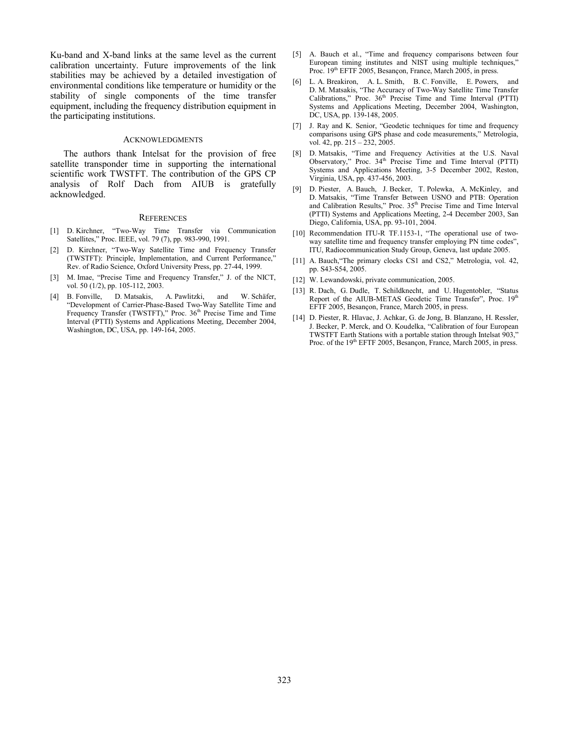Ku-band and X-band links at the same level as the current calibration uncertainty. Future improvements of the link stabilities may be achieved by a detailed investigation of environmental conditions like temperature or humidity or the stability of single components of the time transfer equipment, including the frequency distribution equipment in the participating institutions.

## Acknowledgments

The authors thank Intelsat for the provision of free satellite transponder time in supporting the international scientific work TWSTFT. The contribution of the GPS CP analysis of Rolf Dach from AIUB is gratefully acknowledged.

## References

[1] D. Kirchner, "Two-Way Time Transfer via Communication Satellites," Proc. IEEE, vol. 79 (7), pp. 983-990, 1991.

[2] D. Kirchner, "Two-Way Satellite Time and Frequency Transfer (TWSTFT): Principle, Implementation, and Current Performance," Rev. of Radio Science, Oxford University Press, pp. 27-44, 1999.

[3] M. Imae, "Precise Time and Frequency Transfer," J. of the NICT, vol. 50 (1/2), pp. 105-112, 2003.

[4] B. Fonville, D. Matsakis, A. Pawlitzki, and W. Schäfer, "Development of Carrier-Phase-Based Two-Way Satellite Time and Frequency Transfer (TWSTFT)," Proc. 36th Precise Time and Time Interval (PTTI) Systems and Applications Meeting, December 2004, Washington, DC, USA, pp. 149-164, 2005.

[5] A. Bauch et al., "Time and frequency comparisons between four European timing institutes and NIST using multiple techniques," Proc. 19th EFTF 2005, Besançon, France, March 2005, in press.

[6] L. A. Breakiron, A. L. Smith, B. C. Fonville, E. Powers, and D. M. Matsakis, "The Accuracy of Two-Way Satellite Time Transfer Calibrations," Proc. 36th Precise Time and Time Interval (PTTI) Systems and Applications Meeting, December 2004, Washington, DC, USA, pp. 139-148, 2005.

[7] J. Ray and K. Senior, "Geodetic techniques for time and frequency comparisons using GPS phase and code measurements," Metrologia, vol. 42, pp. 215 – 232, 2005.

[8] D. Matsakis, "Time and Frequency Activities at the U.S. Naval Observatory," Proc. 34th Precise Time and Time Interval (PTTI) Systems and Applications Meeting, 3-5 December 2002, Reston, Virginia, USA, pp. 437-456, 2003.

[9] D. Piester, A. Bauch, J. Becker, T. Polewka, A. McKinley, and D. Matsakis, "Time Transfer Between USNO and PTB: Operation and Calibration Results," Proc. 35th Precise Time and Time Interval (PTTI) Systems and Applications Meeting, 2-4 December 2003, San Diego, California, USA, pp. 93-101, 2004.

[10] Recommendation ITU-R TF.1153-1, "The operational use of two-way satellite time and frequency transfer employing PN time codes", ITU, Radiocommunication Study Group, Geneva, last update 2005.

[11] A. Bauch,"The primary clocks CS1 and CS2," Metrologia, vol. 42, pp. S43-S54, 2005.

[12] W. Lewandowski, private communication, 2005.

[13] R. Dach, G. Dudle, T. Schildknecht, and U. Hugentobler, "Status Report of the AIUB-METAS Geodetic Time Transfer", Proc. 19th EFTF 2005, Besançon, France, March 2005, in press.

[14] D. Piester, R. Hlavac, J. Achkar, G. de Jong, B. Blanzano, H. Ressler, J. Becker, P. Merck, and O. Koudelka, "Calibration of four European TWSTFT Earth Stations with a portable station through Intelsat 903," Proc. of the 19th EFTF 2005, Besançon, France, March 2005, in press.